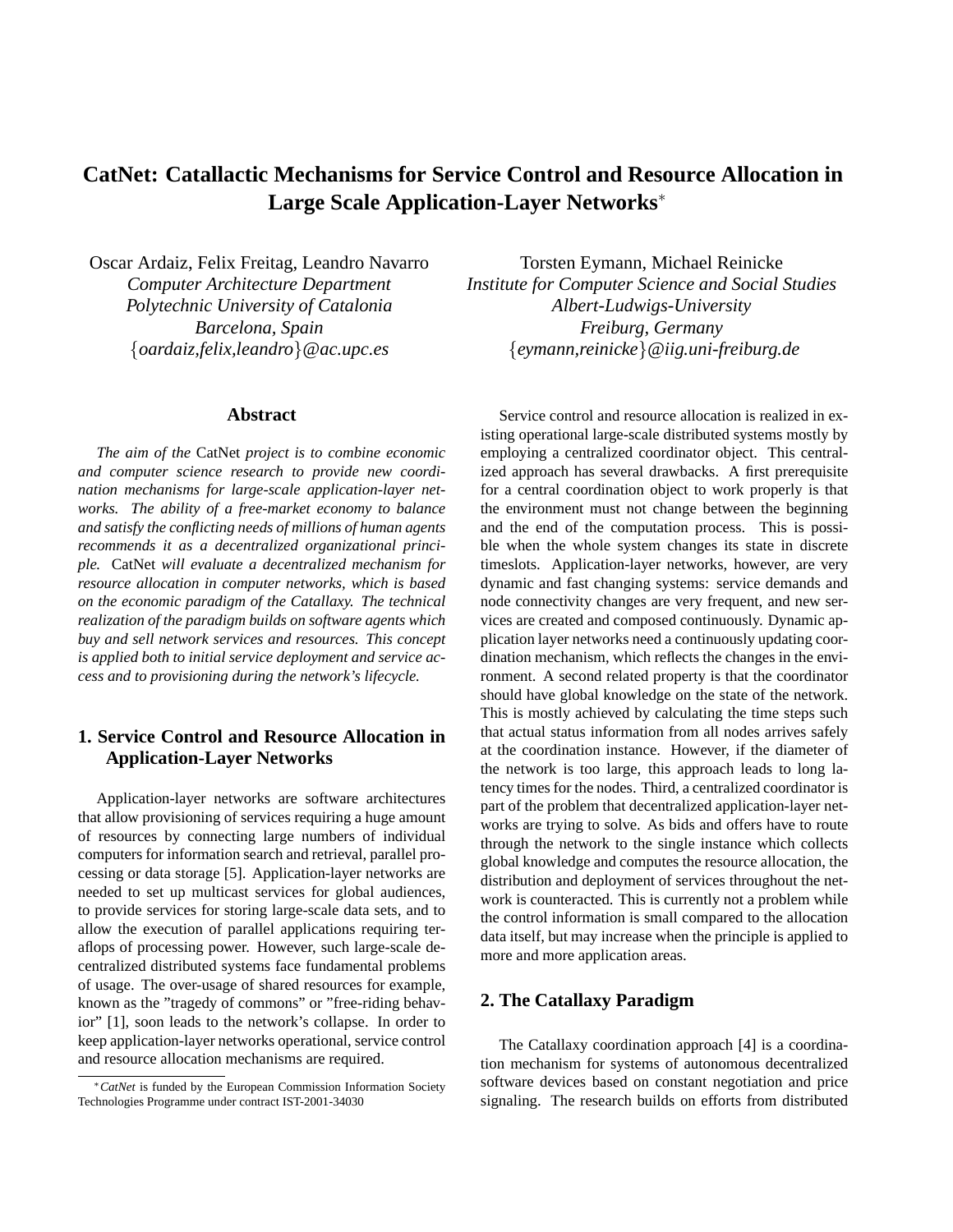# CatNet: Catallactic Mechanisms for Service Control and Resource Allocation in Large Scale Application-Layer Networks*

Oscar Ardaiz, Felix Freitag, Leandro Navarro
*Computer Architecture Department*
*Polytechnic University of Catalonia*
*Barcelona, Spain*
{*oardaiz,felix,leandro*}*@ac.upc.es*

Torsten Eymann, Michael Reinicke
*Institute for Computer Science and Social Studies*
*Albert-Ludwigs-University*
*Freiburg, Germany*
{*eymann,reinicke*}*@iig.uni-freiburg.de*

## Abstract

*The aim of the* CatNet *project is to combine economic and computer science research to provide new coordination mechanisms for large-scale application-layer networks. The ability of a free-market economy to balance and satisfy the conflicting needs of millions of human agents recommends it as a decentralized organizational principle.* CatNet *will evaluate a decentralized mechanism for resource allocation in computer networks, which is based on the economic paradigm of the Catallaxy. The technical realization of the paradigm builds on software agents which buy and sell network services and resources. This concept is applied both to initial service deployment and service access and to provisioning during the network's lifecycle.*

## 1. Service Control and Resource Allocation in Application-Layer Networks

Application-layer networks are software architectures that allow provisioning of services requiring a huge amount of resources by connecting large numbers of individual computers for information search and retrieval, parallel processing or data storage [5]. Application-layer networks are needed to set up multicast services for global audiences, to provide services for storing large-scale data sets, and to allow the execution of parallel applications requiring teraflops of processing power. However, such large-scale decentralized distributed systems face fundamental problems of usage. The over-usage of shared resources for example, known as the "tragedy of commons" or "free-riding behavior" [1], soon leads to the network's collapse. In order to keep application-layer networks operational, service control and resource allocation mechanisms are required.

Service control and resource allocation is realized in existing operational large-scale distributed systems mostly by employing a centralized coordinator object. This centralized approach has several drawbacks. A first prerequisite for a central coordination object to work properly is that the environment must not change between the beginning and the end of the computation process. This is possible when the whole system changes its state in discrete timeslots. Application-layer networks, however, are very dynamic and fast changing systems: service demands and node connectivity changes are very frequent, and new services are created and composed continuously. Dynamic application layer networks need a continuously updating coordination mechanism, which reflects the changes in the environment. A second related property is that the coordinator should have global knowledge on the state of the network. This is mostly achieved by calculating the time steps such that actual status information from all nodes arrives safely at the coordination instance. However, if the diameter of the network is too large, this approach leads to long latency times for the nodes. Third, a centralized coordinator is part of the problem that decentralized application-layer networks are trying to solve. As bids and offers have to route through the network to the single instance which collects global knowledge and computes the resource allocation, the distribution and deployment of services throughout the network is counteracted. This is currently not a problem while the control information is small compared to the allocation data itself, but may increase when the principle is applied to more and more application areas.

## 2. The Catallaxy Paradigm

The Catallaxy coordination approach [4] is a coordination mechanism for systems of autonomous decentralized software devices based on constant negotiation and price signaling. The research builds on efforts from distributed

*\*CatNet is funded by the European Commission Information Society Technologies Programme under contract IST-2001-34030*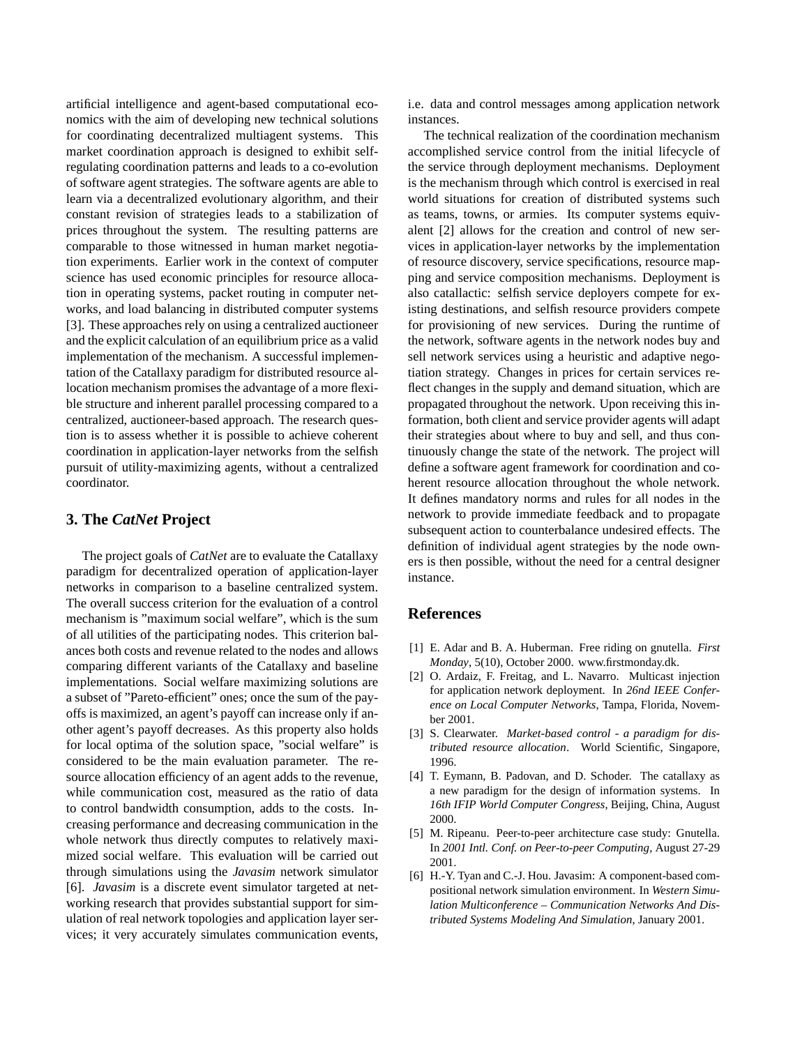artificial intelligence and agent-based computational economics with the aim of developing new technical solutions for coordinating decentralized multiagent systems. This market coordination approach is designed to exhibit self-regulating coordination patterns and leads to a co-evolution of software agent strategies. The software agents are able to learn via a decentralized evolutionary algorithm, and their constant revision of strategies leads to a stabilization of prices throughout the system. The resulting patterns are comparable to those witnessed in human market negotiation experiments. Earlier work in the context of computer science has used economic principles for resource allocation in operating systems, packet routing in computer networks, and load balancing in distributed computer systems [3]. These approaches rely on using a centralized auctioneer and the explicit calculation of an equilibrium price as a valid implementation of the mechanism. A successful implementation of the Catallaxy paradigm for distributed resource allocation mechanism promises the advantage of a more flexible structure and inherent parallel processing compared to a centralized, auctioneer-based approach. The research question is to assess whether it is possible to achieve coherent coordination in application-layer networks from the selfish pursuit of utility-maximizing agents, without a centralized coordinator.

## 3. The *CatNet* Project

The project goals of *CatNet* are to evaluate the Catallaxy paradigm for decentralized operation of application-layer networks in comparison to a baseline centralized system. The overall success criterion for the evaluation of a control mechanism is "maximum social welfare", which is the sum of all utilities of the participating nodes. This criterion balances both costs and revenue related to the nodes and allows comparing different variants of the Catallaxy and baseline implementations. Social welfare maximizing solutions are a subset of "Pareto-efficient" ones; once the sum of the payoffs is maximized, an agent's payoff can increase only if another agent's payoff decreases. As this property also holds for local optima of the solution space, "social welfare" is considered to be the main evaluation parameter. The resource allocation efficiency of an agent adds to the revenue, while communication cost, measured as the ratio of data to control bandwidth consumption, adds to the costs. Increasing performance and decreasing communication in the whole network thus directly computes to relatively maximized social welfare. This evaluation will be carried out through simulations using the *Javasim* network simulator [6]. *Javasim* is a discrete event simulator targeted at networking research that provides substantial support for simulation of real network topologies and application layer services; it very accurately simulates communication events, i.e. data and control messages among application network instances.

The technical realization of the coordination mechanism accomplished service control from the initial lifecycle of the service through deployment mechanisms. Deployment is the mechanism through which control is exercised in real world situations for creation of distributed systems such as teams, towns, or armies. Its computer systems equivalent [2] allows for the creation and control of new services in application-layer networks by the implementation of resource discovery, service specifications, resource mapping and service composition mechanisms. Deployment is also catallactic: selfish service deployers compete for existing destinations, and selfish resource providers compete for provisioning of new services. During the runtime of the network, software agents in the network nodes buy and sell network services using a heuristic and adaptive negotiation strategy. Changes in prices for certain services reflect changes in the supply and demand situation, which are propagated throughout the network. Upon receiving this information, both client and service provider agents will adapt their strategies about where to buy and sell, and thus continuously change the state of the network. The project will define a software agent framework for coordination and coherent resource allocation throughout the whole network. It defines mandatory norms and rules for all nodes in the network to provide immediate feedback and to propagate subsequent action to counterbalance undesired effects. The definition of individual agent strategies by the node owners is then possible, without the need for a central designer instance.

## References

[1] E. Adar and B. A. Huberman. Free riding on gnutella. *First Monday*, 5(10), October 2000. www.firstmonday.dk.

[2] O. Ardaiz, F. Freitag, and L. Navarro. Multicast injection for application network deployment. In *26nd IEEE Conference on Local Computer Networks*, Tampa, Florida, November 2001.

[3] S. Clearwater. *Market-based control - a paradigm for distributed resource allocation*. World Scientific, Singapore, 1996.

[4] T. Eymann, B. Padovan, and D. Schoder. The catallaxy as a new paradigm for the design of information systems. In *16th IFIP World Computer Congress*, Beijing, China, August 2000.

[5] M. Ripeanu. Peer-to-peer architecture case study: Gnutella. In *2001 Intl. Conf. on Peer-to-peer Computing*, August 27-29 2001.

[6] H.-Y. Tyan and C.-J. Hou. Javasim: A component-based compositional network simulation environment. In *Western Simulation Multiconference – Communication Networks And Distributed Systems Modeling And Simulation*, January 2001.